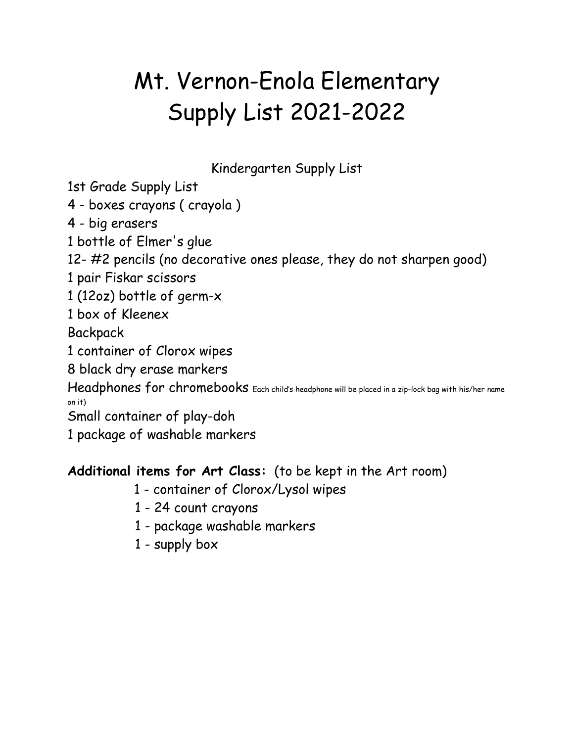# Mt. Vernon-Enola Elementary
# Supply List 2021-2022

Kindergarten Supply List

1st Grade Supply List

4 - boxes crayons ( crayola )

4 - big erasers

1 bottle of Elmer's glue

12- #2 pencils (no decorative ones please, they do not sharpen good)

1 pair Fiskar scissors

1 (12oz) bottle of germ-x

1 box of Kleenex

Backpack

1 container of Clorox wipes

8 black dry erase markers

Headphones for chromebooks Each child's headphone will be placed in a zip-lock bag with his/her name on it)

Small container of play-doh

1 package of washable markers

**Additional items for Art Class:** (to be kept in the Art room)

1 - container of Clorox/Lysol wipes

1 - 24 count crayons

1 - package washable markers

1 - supply box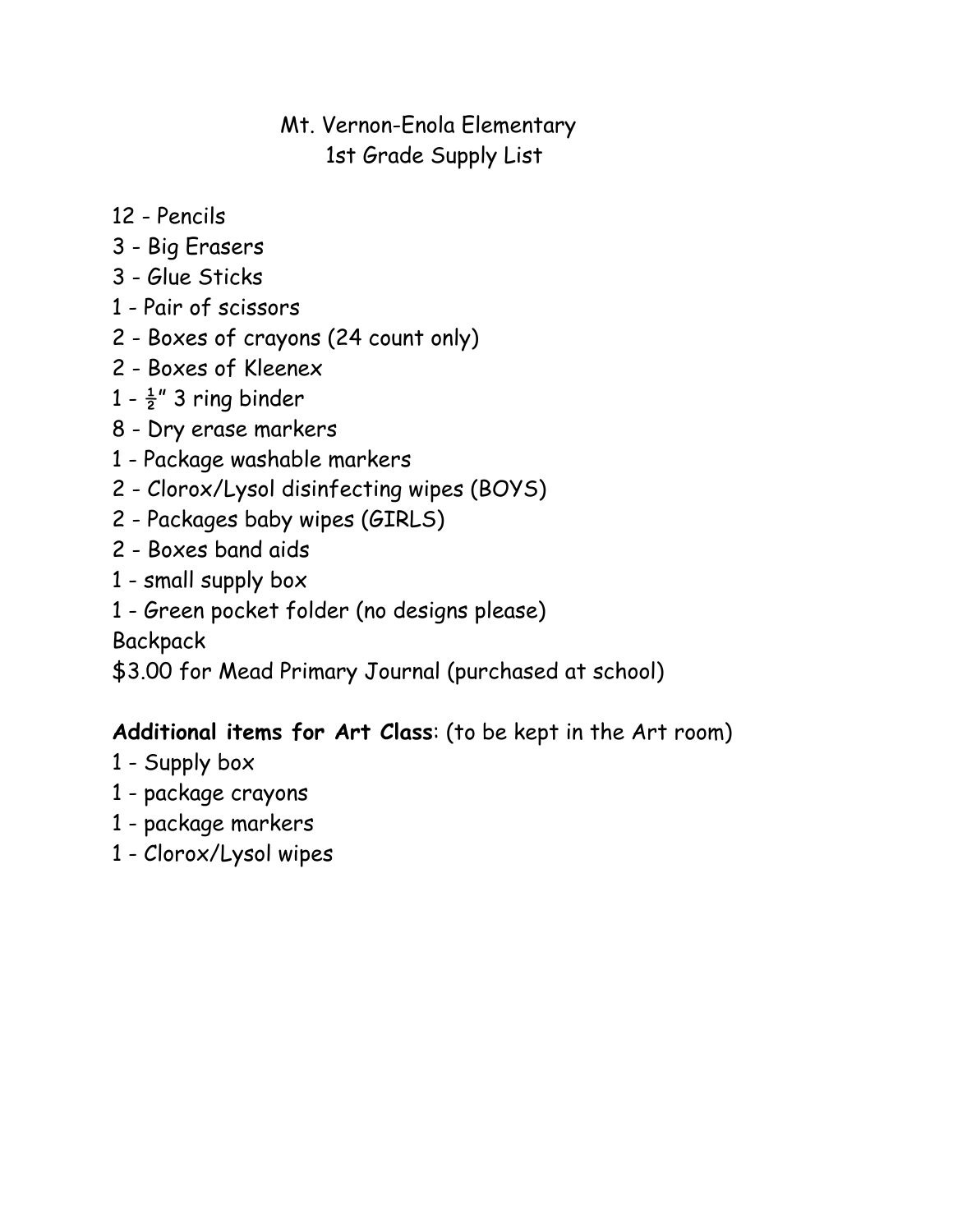# Mt. Vernon-Enola Elementary
## 1st Grade Supply List

12 - Pencils
3 - Big Erasers
3 - Glue Sticks
1 - Pair of scissors
2 - Boxes of crayons (24 count only)
2 - Boxes of Kleenex
1 - ½" 3 ring binder
8 - Dry erase markers
1 - Package washable markers
2 - Clorox/Lysol disinfecting wipes (BOYS)
2 - Packages baby wipes (GIRLS)
2 - Boxes band aids
1 - small supply box
1 - Green pocket folder (no designs please)
Backpack
$3.00 for Mead Primary Journal (purchased at school)

**Additional items for Art Class**: (to be kept in the Art room)
1 - Supply box
1 - package crayons
1 - package markers
1 - Clorox/Lysol wipes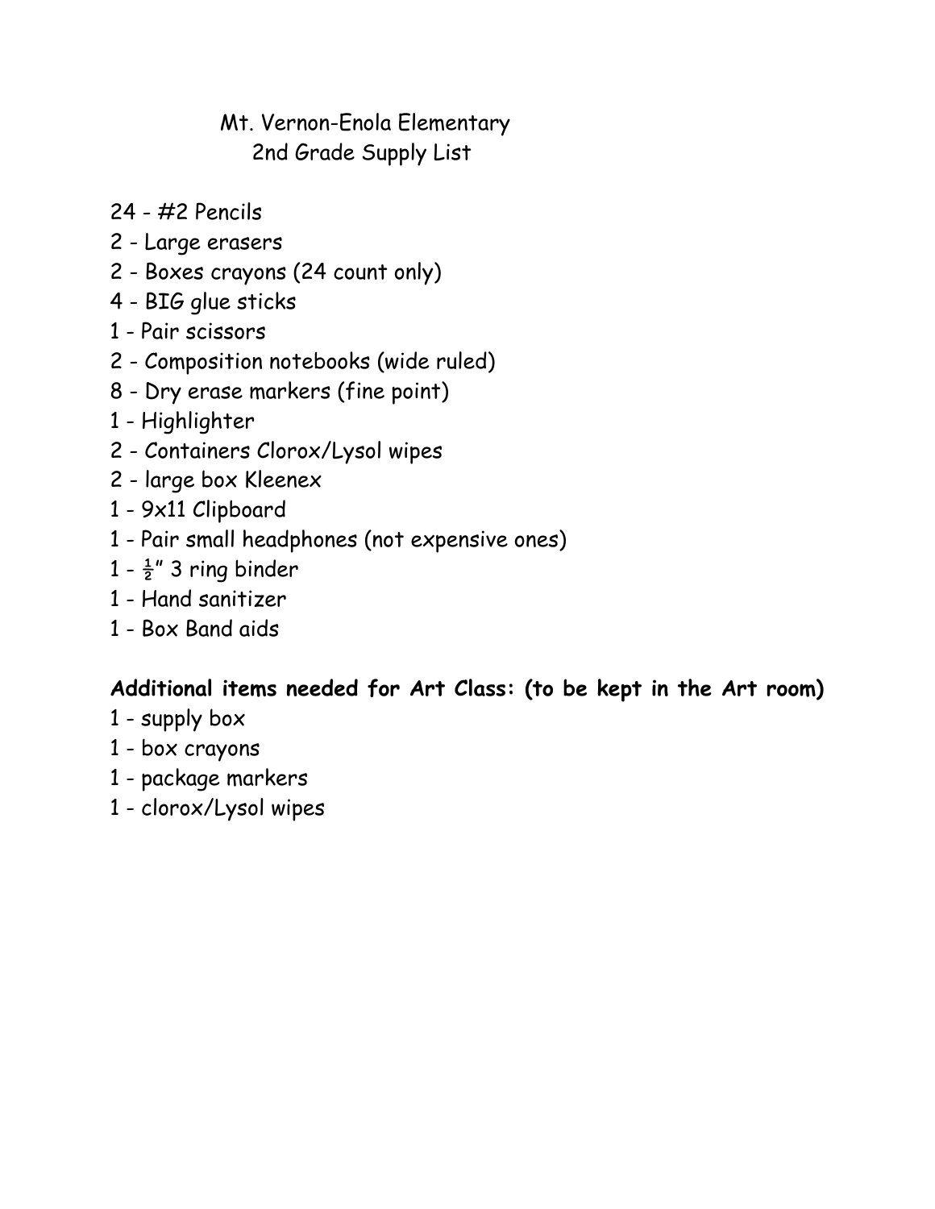# Mt. Vernon-Enola Elementary
## 2nd Grade Supply List

24 - #2 Pencils
2 - Large erasers
2 - Boxes crayons (24 count only)
4 - BIG glue sticks
1 - Pair scissors
2 - Composition notebooks (wide ruled)
8 - Dry erase markers (fine point)
1 - Highlighter
2 - Containers Clorox/Lysol wipes
2 - large box Kleenex
1 - 9x11 Clipboard
1 - Pair small headphones (not expensive ones)
1 - ½" 3 ring binder
1 - Hand sanitizer
1 - Box Band aids

**Additional items needed for Art Class: (to be kept in the Art room)**
1 - supply box
1 - box crayons
1 - package markers
1 - clorox/Lysol wipes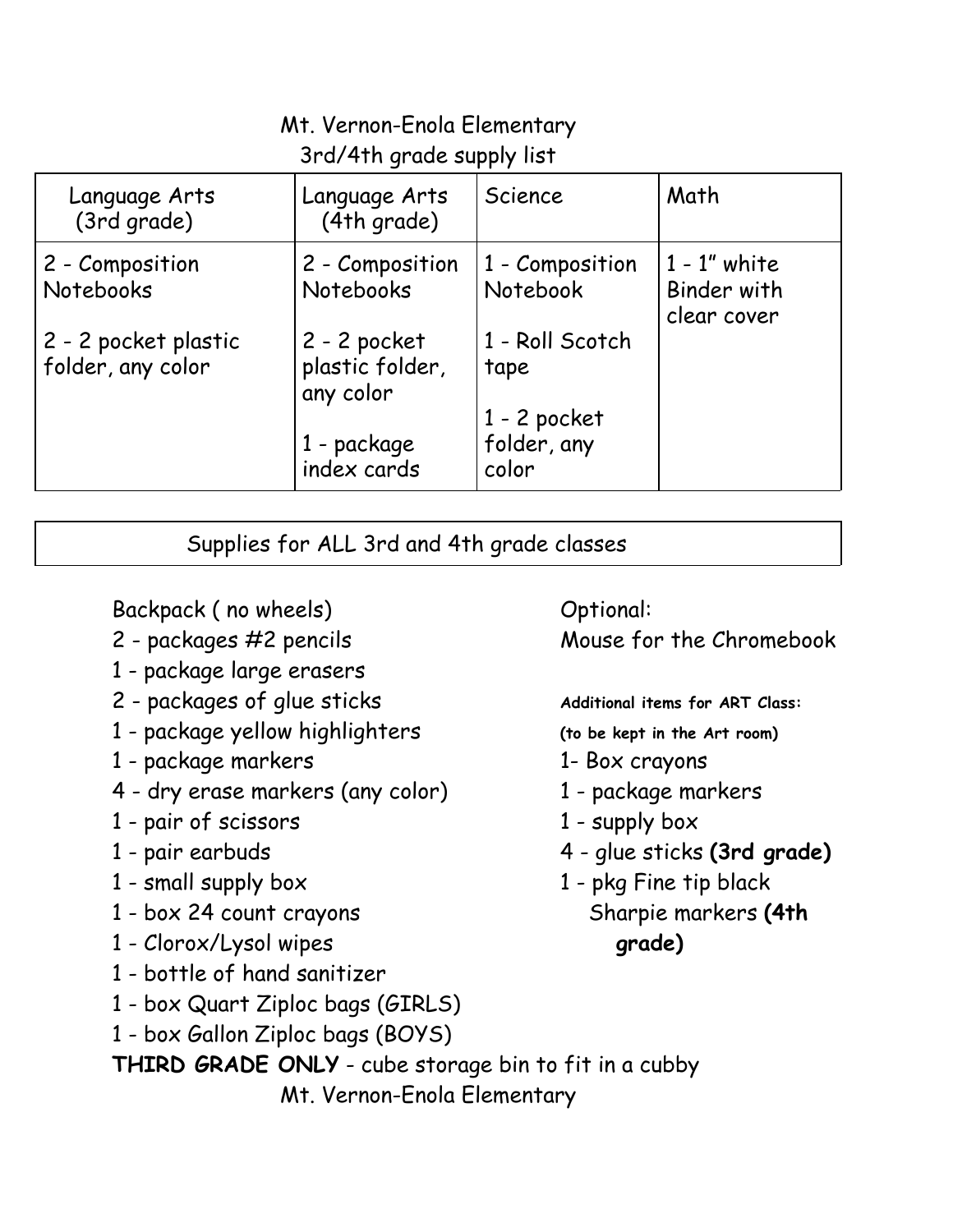# Mt. Vernon-Enola Elementary
## 3rd/4th grade supply list

| Language Arts (3rd grade) | Language Arts (4th grade) | Science | Math |
|---|---|---|---|
| 2 - Composition Notebooks<br><br>2 - 2 pocket plastic folder, any color | 2 - Composition Notebooks<br><br>2 - 2 pocket plastic folder, any color<br><br>1 - package index cards | 1 - Composition Notebook<br><br>1 - Roll Scotch tape<br><br>1 - 2 pocket folder, any color | 1 - 1" white Binder with clear cover |

| Supplies for ALL 3rd and 4th grade classes |
|---|

- Backpack ( no wheels)
- 2 - packages #2 pencils
- 1 - package large erasers
- 2 - packages of glue sticks
- 1 - package yellow highlighters
- 1 - package markers
- 4 - dry erase markers (any color)
- 1 - pair of scissors
- 1 - pair earbuds
- 1 - small supply box
- 1 - box 24 count crayons
- 1 - Clorox/Lysol wipes
- 1 - bottle of hand sanitizer
- 1 - box Quart Ziploc bags (GIRLS)
- 1 - box Gallon Ziploc bags (BOYS)

**THIRD GRADE ONLY** - cube storage bin to fit in a cubby

Optional:
Mouse for the Chromebook

**Additional items for ART Class:**
**(to be kept in the Art room)**

- 1- Box crayons
- 1 - package markers
- 1 - supply box
- 4 - glue sticks **(3rd grade)**
- 1 - pkg Fine tip black Sharpie markers **(4th grade)**

Mt. Vernon-Enola Elementary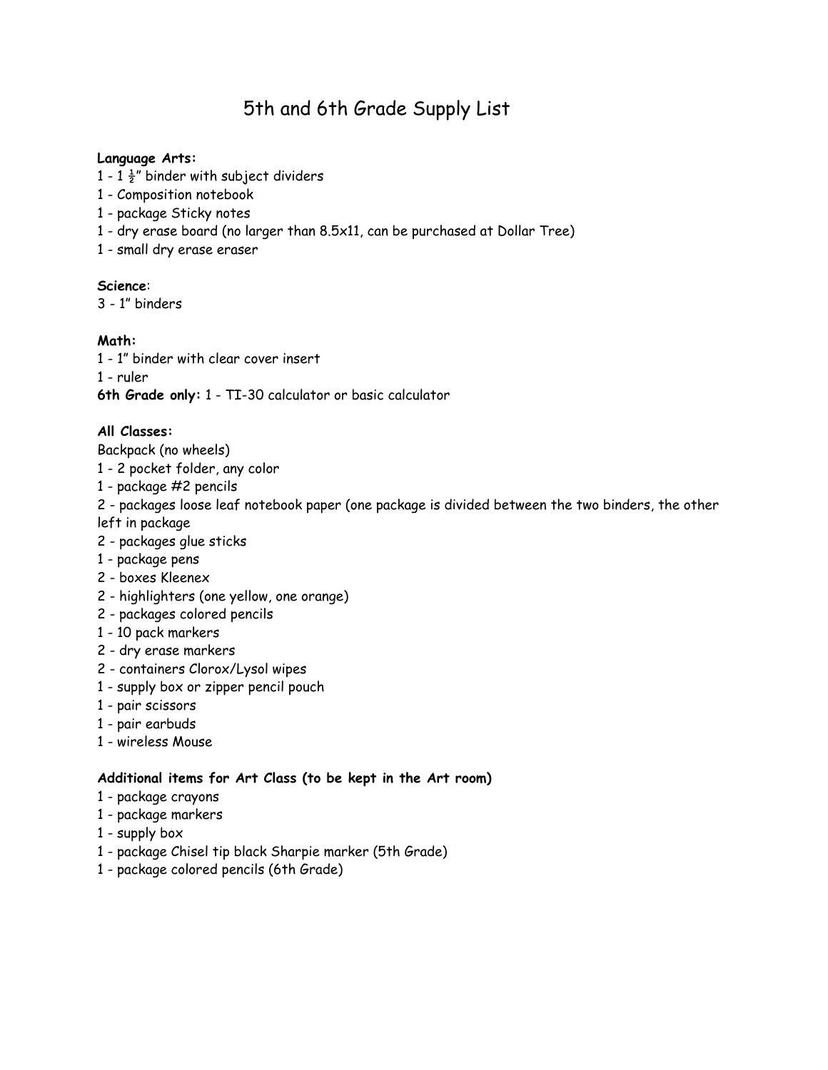# 5th and 6th Grade Supply List

**Language Arts:**
1 - 1 ½" binder with subject dividers
1 - Composition notebook
1 - package Sticky notes
1 - dry erase board (no larger than 8.5x11, can be purchased at Dollar Tree)
1 - small dry erase eraser

**Science**:
3 - 1" binders

**Math:**
1 - 1" binder with clear cover insert
1 - ruler
**6th Grade only:** 1 - TI-30 calculator or basic calculator

**All Classes:**
Backpack (no wheels)
1 - 2 pocket folder, any color
1 - package #2 pencils
2 - packages loose leaf notebook paper (one package is divided between the two binders, the other left in package
2 - packages glue sticks
1 - package pens
2 - boxes Kleenex
2 - highlighters (one yellow, one orange)
2 - packages colored pencils
1 - 10 pack markers
2 - dry erase markers
2 - containers Clorox/Lysol wipes
1 - supply box or zipper pencil pouch
1 - pair scissors
1 - pair earbuds
1 - wireless Mouse

**Additional items for Art Class (to be kept in the Art room)**
1 - package crayons
1 - package markers
1 - supply box
1 - package Chisel tip black Sharpie marker (5th Grade)
1 - package colored pencils (6th Grade)